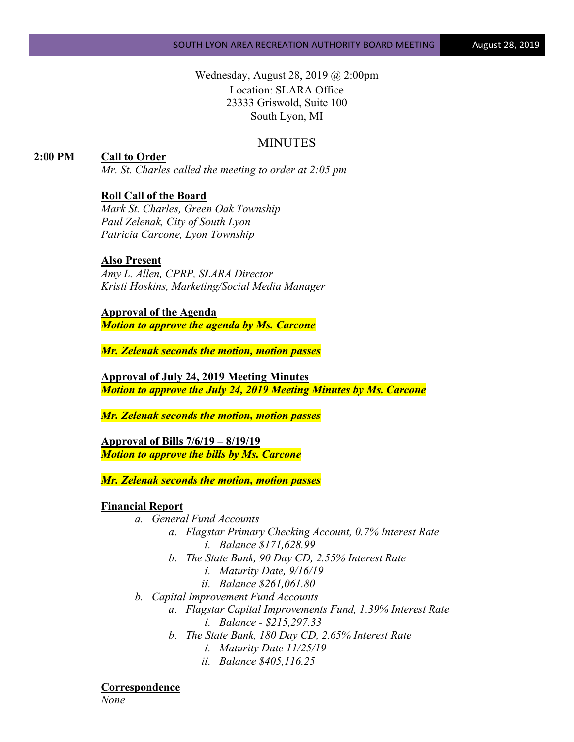Wednesday, August 28, 2019 @ 2:00pm
Location: SLARA Office
23333 Griswold, Suite 100
South Lyon, MI

# MINUTES

**2:00 PM** **Call to Order**

*Mr. St. Charles called the meeting to order at 2:05 pm*

**Roll Call of the Board**

*Mark St. Charles, Green Oak Township*
*Paul Zelenak, City of South Lyon*
*Patricia Carcone, Lyon Township*

**Also Present**

*Amy L. Allen, CPRP, SLARA Director*
*Kristi Hoskins, Marketing/Social Media Manager*

**Approval of the Agenda**

***Motion to approve the agenda by Ms. Carcone***

***Mr. Zelenak seconds the motion, motion passes***

**Approval of July 24, 2019 Meeting Minutes**

***Motion to approve the July 24, 2019 Meeting Minutes by Ms. Carcone***

***Mr. Zelenak seconds the motion, motion passes***

**Approval of Bills 7/6/19 – 8/19/19**

***Motion to approve the bills by Ms. Carcone***

***Mr. Zelenak seconds the motion, motion passes***

**Financial Report**

- a. *General Fund Accounts*
  - a. *Flagstar Primary Checking Account, 0.7% Interest Rate*
    - i. *Balance $171,628.99*
  - b. *The State Bank, 90 Day CD, 2.55% Interest Rate*
    - i. *Maturity Date, 9/16/19*
    - ii. *Balance $261,061.80*
- b. *Capital Improvement Fund Accounts*
  - a. *Flagstar Capital Improvements Fund, 1.39% Interest Rate*
    - i. *Balance - $215,297.33*
  - b. *The State Bank, 180 Day CD, 2.65% Interest Rate*
    - i. *Maturity Date 11/25/19*
    - ii. *Balance $405,116.25*

**Correspondence**

*None*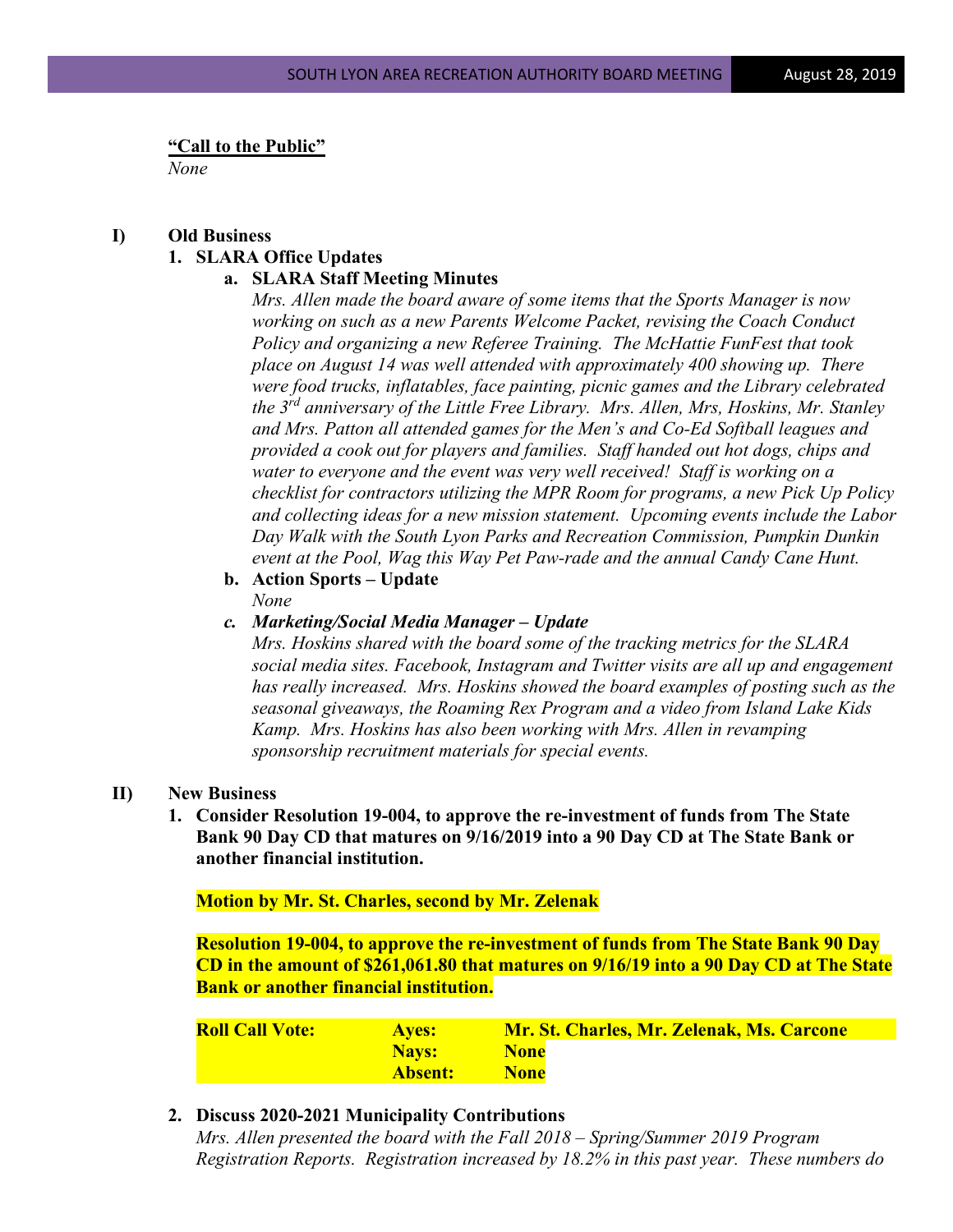**"Call to the Public"**

*None*

**I) Old Business**

**1. SLARA Office Updates**

**a. SLARA Staff Meeting Minutes**

*Mrs. Allen made the board aware of some items that the Sports Manager is now working on such as a new Parents Welcome Packet, revising the Coach Conduct Policy and organizing a new Referee Training. The McHattie FunFest that took place on August 14 was well attended with approximately 400 showing up. There were food trucks, inflatables, face painting, picnic games and the Library celebrated the 3rd anniversary of the Little Free Library. Mrs. Allen, Mrs, Hoskins, Mr. Stanley and Mrs. Patton all attended games for the Men's and Co-Ed Softball leagues and provided a cook out for players and families. Staff handed out hot dogs, chips and water to everyone and the event was very well received! Staff is working on a checklist for contractors utilizing the MPR Room for programs, a new Pick Up Policy and collecting ideas for a new mission statement. Upcoming events include the Labor Day Walk with the South Lyon Parks and Recreation Commission, Pumpkin Dunkin event at the Pool, Wag this Way Pet Paw-rade and the annual Candy Cane Hunt.*

**b. Action Sports – Update**

*None*

***c. Marketing/Social Media Manager – Update***

*Mrs. Hoskins shared with the board some of the tracking metrics for the SLARA social media sites. Facebook, Instagram and Twitter visits are all up and engagement has really increased. Mrs. Hoskins showed the board examples of posting such as the seasonal giveaways, the Roaming Rex Program and a video from Island Lake Kids Kamp. Mrs. Hoskins has also been working with Mrs. Allen in revamping sponsorship recruitment materials for special events.*

**II) New Business**

**1. Consider Resolution 19-004, to approve the re-investment of funds from The State Bank 90 Day CD that matures on 9/16/2019 into a 90 Day CD at The State Bank or another financial institution.**

**Motion by Mr. St. Charles, second by Mr. Zelenak**

**Resolution 19-004, to approve the re-investment of funds from The State Bank 90 Day CD in the amount of $261,061.80 that matures on 9/16/19 into a 90 Day CD at The State Bank or another financial institution.**

| **Roll Call Vote:** | **Ayes:** | **Mr. St. Charles, Mr. Zelenak, Ms. Carcone** |
|---|---|---|
| | **Nays:** | **None** |
| | **Absent:** | **None** |

**2. Discuss 2020-2021 Municipality Contributions**

*Mrs. Allen presented the board with the Fall 2018 – Spring/Summer 2019 Program Registration Reports. Registration increased by 18.2% in this past year. These numbers do*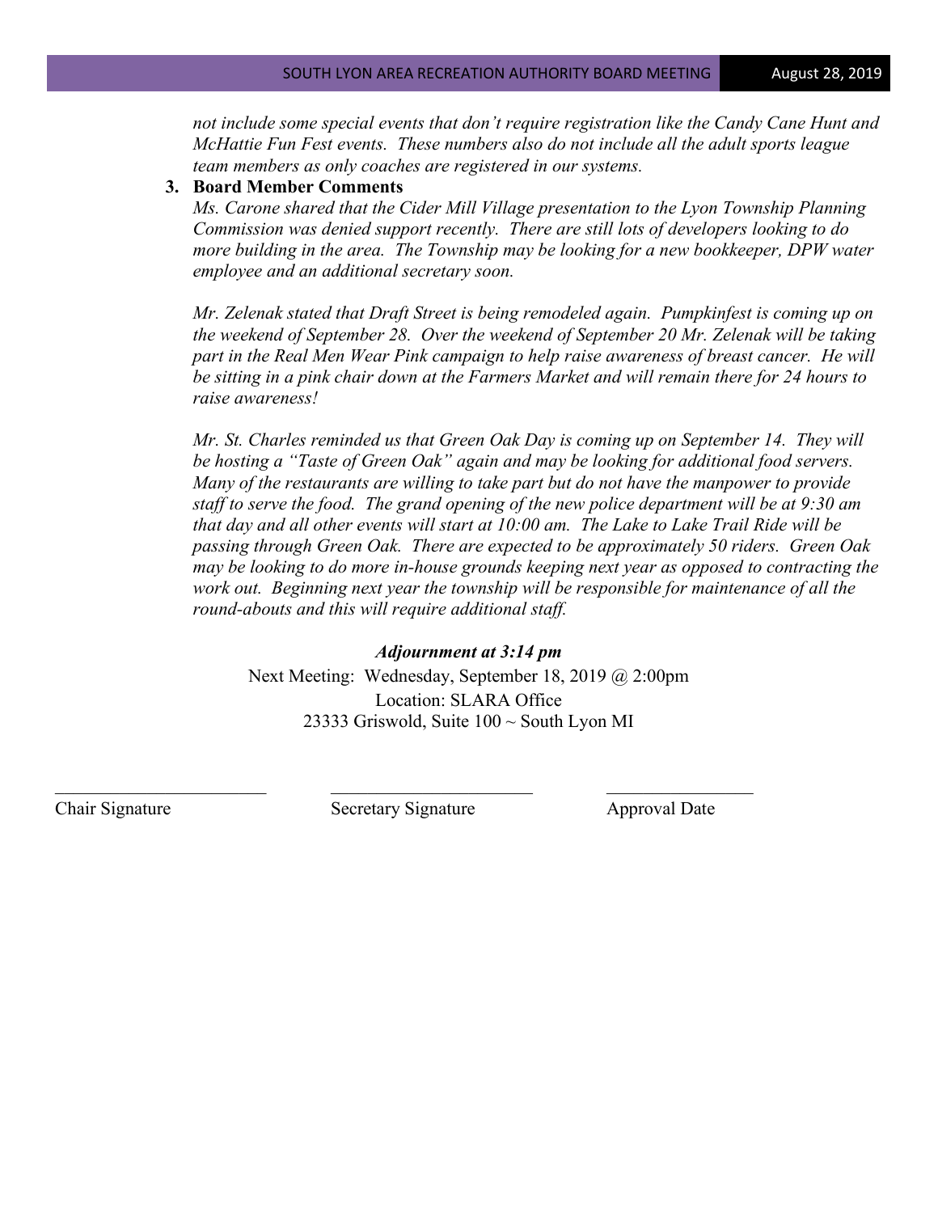*not include some special events that don't require registration like the Candy Cane Hunt and McHattie Fun Fest events. These numbers also do not include all the adult sports league team members as only coaches are registered in our systems.*

**3. Board Member Comments**

*Ms. Carone shared that the Cider Mill Village presentation to the Lyon Township Planning Commission was denied support recently. There are still lots of developers looking to do more building in the area. The Township may be looking for a new bookkeeper, DPW water employee and an additional secretary soon.*

*Mr. Zelenak stated that Draft Street is being remodeled again. Pumpkinfest is coming up on the weekend of September 28. Over the weekend of September 20 Mr. Zelenak will be taking part in the Real Men Wear Pink campaign to help raise awareness of breast cancer. He will be sitting in a pink chair down at the Farmers Market and will remain there for 24 hours to raise awareness!*

*Mr. St. Charles reminded us that Green Oak Day is coming up on September 14. They will be hosting a "Taste of Green Oak" again and may be looking for additional food servers. Many of the restaurants are willing to take part but do not have the manpower to provide staff to serve the food. The grand opening of the new police department will be at 9:30 am that day and all other events will start at 10:00 am. The Lake to Lake Trail Ride will be passing through Green Oak. There are expected to be approximately 50 riders. Green Oak may be looking to do more in-house grounds keeping next year as opposed to contracting the work out. Beginning next year the township will be responsible for maintenance of all the round-abouts and this will require additional staff.*

***Adjournment at 3:14 pm***

Next Meeting: Wednesday, September 18, 2019 @ 2:00pm

Location: SLARA Office

23333 Griswold, Suite 100 ~ South Lyon MI

_______________________ _______________________ _______________

Chair Signature Secretary Signature Approval Date